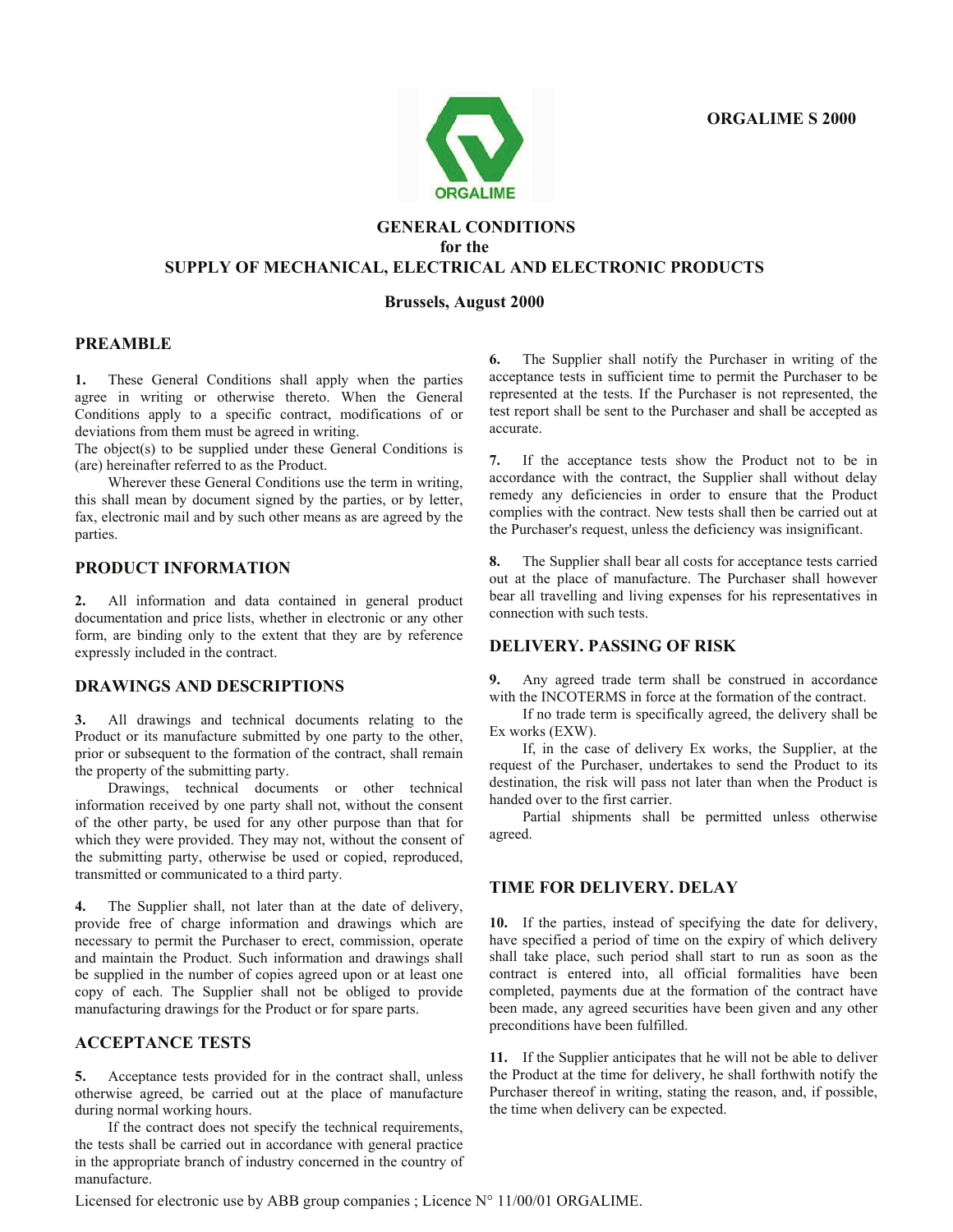ORGALIME S 2000

# GENERAL CONDITIONS
# for the
# SUPPLY OF MECHANICAL, ELECTRICAL AND ELECTRONIC PRODUCTS

**Brussels, August 2000**

## PREAMBLE

**1.** These General Conditions shall apply when the parties agree in writing or otherwise thereto. When the General Conditions apply to a specific contract, modifications of or deviations from them must be agreed in writing.
The object(s) to be supplied under these General Conditions is (are) hereinafter referred to as the Product.

Wherever these General Conditions use the term in writing, this shall mean by document signed by the parties, or by letter, fax, electronic mail and by such other means as are agreed by the parties.

## PRODUCT INFORMATION

**2.** All information and data contained in general product documentation and price lists, whether in electronic or any other form, are binding only to the extent that they are by reference expressly included in the contract.

## DRAWINGS AND DESCRIPTIONS

**3.** All drawings and technical documents relating to the Product or its manufacture submitted by one party to the other, prior or subsequent to the formation of the contract, shall remain the property of the submitting party.

Drawings, technical documents or other technical information received by one party shall not, without the consent of the other party, be used for any other purpose than that for which they were provided. They may not, without the consent of the submitting party, otherwise be used or copied, reproduced, transmitted or communicated to a third party.

**4.** The Supplier shall, not later than at the date of delivery, provide free of charge information and drawings which are necessary to permit the Purchaser to erect, commission, operate and maintain the Product. Such information and drawings shall be supplied in the number of copies agreed upon or at least one copy of each. The Supplier shall not be obliged to provide manufacturing drawings for the Product or for spare parts.

## ACCEPTANCE TESTS

**5.** Acceptance tests provided for in the contract shall, unless otherwise agreed, be carried out at the place of manufacture during normal working hours.

If the contract does not specify the technical requirements, the tests shall be carried out in accordance with general practice in the appropriate branch of industry concerned in the country of manufacture.

**6.** The Supplier shall notify the Purchaser in writing of the acceptance tests in sufficient time to permit the Purchaser to be represented at the tests. If the Purchaser is not represented, the test report shall be sent to the Purchaser and shall be accepted as accurate.

**7.** If the acceptance tests show the Product not to be in accordance with the contract, the Supplier shall without delay remedy any deficiencies in order to ensure that the Product complies with the contract. New tests shall then be carried out at the Purchaser's request, unless the deficiency was insignificant.

**8.** The Supplier shall bear all costs for acceptance tests carried out at the place of manufacture. The Purchaser shall however bear all travelling and living expenses for his representatives in connection with such tests.

## DELIVERY. PASSING OF RISK

**9.** Any agreed trade term shall be construed in accordance with the INCOTERMS in force at the formation of the contract.

If no trade term is specifically agreed, the delivery shall be Ex works (EXW).

If, in the case of delivery Ex works, the Supplier, at the request of the Purchaser, undertakes to send the Product to its destination, the risk will pass not later than when the Product is handed over to the first carrier.

Partial shipments shall be permitted unless otherwise agreed.

## TIME FOR DELIVERY. DELAY

**10.** If the parties, instead of specifying the date for delivery, have specified a period of time on the expiry of which delivery shall take place, such period shall start to run as soon as the contract is entered into, all official formalities have been completed, payments due at the formation of the contract have been made, any agreed securities have been given and any other preconditions have been fulfilled.

**11.** If the Supplier anticipates that he will not be able to deliver the Product at the time for delivery, he shall forthwith notify the Purchaser thereof in writing, stating the reason, and, if possible, the time when delivery can be expected.

Licensed for electronic use by ABB group companies ; Licence N° 11/00/01 ORGALIME.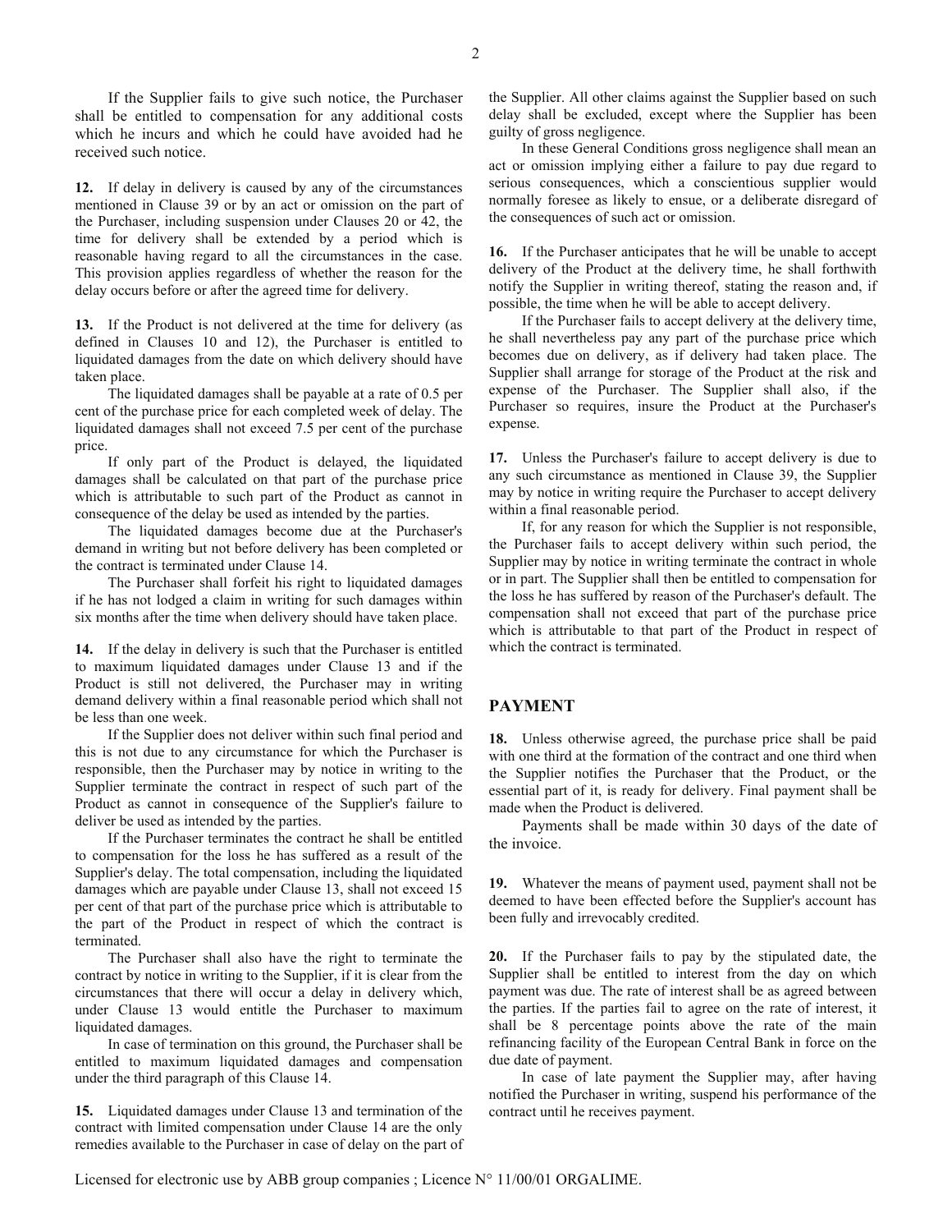If the Supplier fails to give such notice, the Purchaser shall be entitled to compensation for any additional costs which he incurs and which he could have avoided had he received such notice.

**12.** If delay in delivery is caused by any of the circumstances mentioned in Clause 39 or by an act or omission on the part of the Purchaser, including suspension under Clauses 20 or 42, the time for delivery shall be extended by a period which is reasonable having regard to all the circumstances in the case. This provision applies regardless of whether the reason for the delay occurs before or after the agreed time for delivery.

**13.** If the Product is not delivered at the time for delivery (as defined in Clauses 10 and 12), the Purchaser is entitled to liquidated damages from the date on which delivery should have taken place.

The liquidated damages shall be payable at a rate of 0.5 per cent of the purchase price for each completed week of delay. The liquidated damages shall not exceed 7.5 per cent of the purchase price.

If only part of the Product is delayed, the liquidated damages shall be calculated on that part of the purchase price which is attributable to such part of the Product as cannot in consequence of the delay be used as intended by the parties.

The liquidated damages become due at the Purchaser's demand in writing but not before delivery has been completed or the contract is terminated under Clause 14.

The Purchaser shall forfeit his right to liquidated damages if he has not lodged a claim in writing for such damages within six months after the time when delivery should have taken place.

**14.** If the delay in delivery is such that the Purchaser is entitled to maximum liquidated damages under Clause 13 and if the Product is still not delivered, the Purchaser may in writing demand delivery within a final reasonable period which shall not be less than one week.

If the Supplier does not deliver within such final period and this is not due to any circumstance for which the Purchaser is responsible, then the Purchaser may by notice in writing to the Supplier terminate the contract in respect of such part of the Product as cannot in consequence of the Supplier's failure to deliver be used as intended by the parties.

If the Purchaser terminates the contract he shall be entitled to compensation for the loss he has suffered as a result of the Supplier's delay. The total compensation, including the liquidated damages which are payable under Clause 13, shall not exceed 15 per cent of that part of the purchase price which is attributable to the part of the Product in respect of which the contract is terminated.

The Purchaser shall also have the right to terminate the contract by notice in writing to the Supplier, if it is clear from the circumstances that there will occur a delay in delivery which, under Clause 13 would entitle the Purchaser to maximum liquidated damages.

In case of termination on this ground, the Purchaser shall be entitled to maximum liquidated damages and compensation under the third paragraph of this Clause 14.

**15.** Liquidated damages under Clause 13 and termination of the contract with limited compensation under Clause 14 are the only remedies available to the Purchaser in case of delay on the part of the Supplier. All other claims against the Supplier based on such delay shall be excluded, except where the Supplier has been guilty of gross negligence.

In these General Conditions gross negligence shall mean an act or omission implying either a failure to pay due regard to serious consequences, which a conscientious supplier would normally foresee as likely to ensue, or a deliberate disregard of the consequences of such act or omission.

**16.** If the Purchaser anticipates that he will be unable to accept delivery of the Product at the delivery time, he shall forthwith notify the Supplier in writing thereof, stating the reason and, if possible, the time when he will be able to accept delivery.

If the Purchaser fails to accept delivery at the delivery time, he shall nevertheless pay any part of the purchase price which becomes due on delivery, as if delivery had taken place. The Supplier shall arrange for storage of the Product at the risk and expense of the Purchaser. The Supplier shall also, if the Purchaser so requires, insure the Product at the Purchaser's expense.

**17.** Unless the Purchaser's failure to accept delivery is due to any such circumstance as mentioned in Clause 39, the Supplier may by notice in writing require the Purchaser to accept delivery within a final reasonable period.

If, for any reason for which the Supplier is not responsible, the Purchaser fails to accept delivery within such period, the Supplier may by notice in writing terminate the contract in whole or in part. The Supplier shall then be entitled to compensation for the loss he has suffered by reason of the Purchaser's default. The compensation shall not exceed that part of the purchase price which is attributable to that part of the Product in respect of which the contract is terminated.

## PAYMENT

**18.** Unless otherwise agreed, the purchase price shall be paid with one third at the formation of the contract and one third when the Supplier notifies the Purchaser that the Product, or the essential part of it, is ready for delivery. Final payment shall be made when the Product is delivered.

Payments shall be made within 30 days of the date of the invoice.

**19.** Whatever the means of payment used, payment shall not be deemed to have been effected before the Supplier's account has been fully and irrevocably credited.

**20.** If the Purchaser fails to pay by the stipulated date, the Supplier shall be entitled to interest from the day on which payment was due. The rate of interest shall be as agreed between the parties. If the parties fail to agree on the rate of interest, it shall be 8 percentage points above the rate of the main refinancing facility of the European Central Bank in force on the due date of payment.

In case of late payment the Supplier may, after having notified the Purchaser in writing, suspend his performance of the contract until he receives payment.

Licensed for electronic use by ABB group companies ; Licence N° 11/00/01 ORGALIME.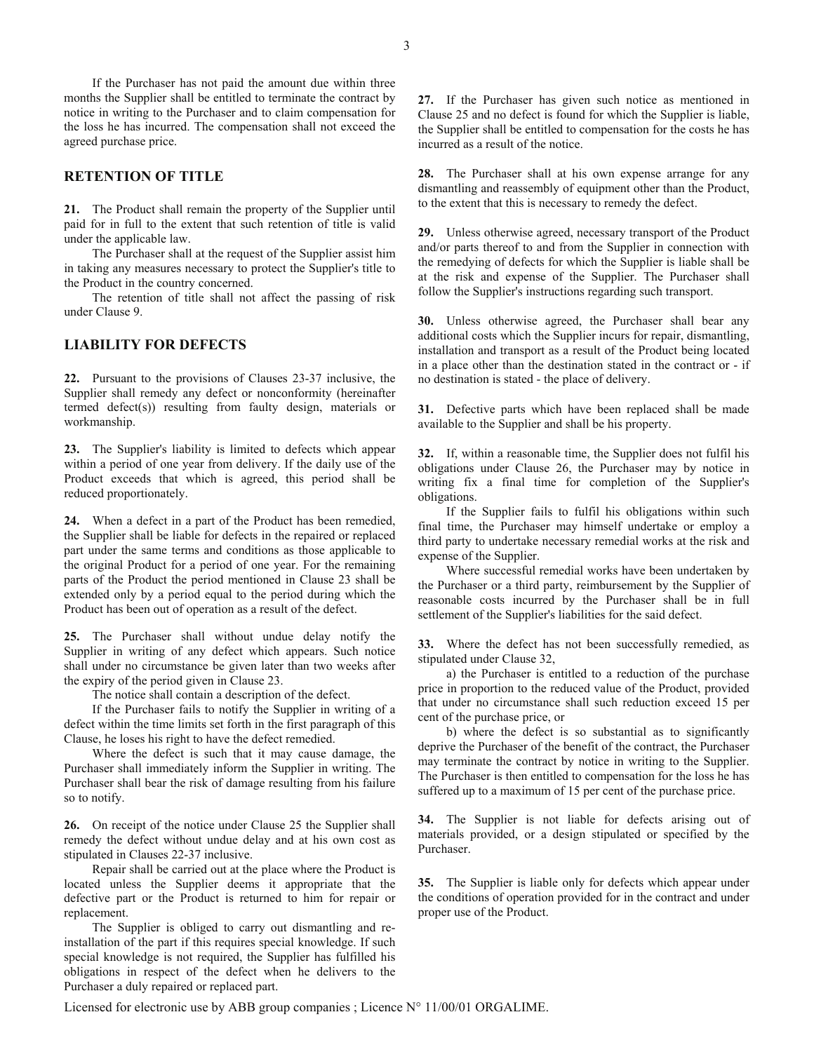If the Purchaser has not paid the amount due within three months the Supplier shall be entitled to terminate the contract by notice in writing to the Purchaser and to claim compensation for the loss he has incurred. The compensation shall not exceed the agreed purchase price.

## RETENTION OF TITLE

**21.** The Product shall remain the property of the Supplier until paid for in full to the extent that such retention of title is valid under the applicable law.

The Purchaser shall at the request of the Supplier assist him in taking any measures necessary to protect the Supplier's title to the Product in the country concerned.

The retention of title shall not affect the passing of risk under Clause 9.

## LIABILITY FOR DEFECTS

**22.** Pursuant to the provisions of Clauses 23-37 inclusive, the Supplier shall remedy any defect or nonconformity (hereinafter termed defect(s)) resulting from faulty design, materials or workmanship.

**23.** The Supplier's liability is limited to defects which appear within a period of one year from delivery. If the daily use of the Product exceeds that which is agreed, this period shall be reduced proportionately.

**24.** When a defect in a part of the Product has been remedied, the Supplier shall be liable for defects in the repaired or replaced part under the same terms and conditions as those applicable to the original Product for a period of one year. For the remaining parts of the Product the period mentioned in Clause 23 shall be extended only by a period equal to the period during which the Product has been out of operation as a result of the defect.

**25.** The Purchaser shall without undue delay notify the Supplier in writing of any defect which appears. Such notice shall under no circumstance be given later than two weeks after the expiry of the period given in Clause 23.

The notice shall contain a description of the defect.

If the Purchaser fails to notify the Supplier in writing of a defect within the time limits set forth in the first paragraph of this Clause, he loses his right to have the defect remedied.

Where the defect is such that it may cause damage, the Purchaser shall immediately inform the Supplier in writing. The Purchaser shall bear the risk of damage resulting from his failure so to notify.

**26.** On receipt of the notice under Clause 25 the Supplier shall remedy the defect without undue delay and at his own cost as stipulated in Clauses 22-37 inclusive.

Repair shall be carried out at the place where the Product is located unless the Supplier deems it appropriate that the defective part or the Product is returned to him for repair or replacement.

The Supplier is obliged to carry out dismantling and re-installation of the part if this requires special knowledge. If such special knowledge is not required, the Supplier has fulfilled his obligations in respect of the defect when he delivers to the Purchaser a duly repaired or replaced part.

**27.** If the Purchaser has given such notice as mentioned in Clause 25 and no defect is found for which the Supplier is liable, the Supplier shall be entitled to compensation for the costs he has incurred as a result of the notice.

**28.** The Purchaser shall at his own expense arrange for any dismantling and reassembly of equipment other than the Product, to the extent that this is necessary to remedy the defect.

**29.** Unless otherwise agreed, necessary transport of the Product and/or parts thereof to and from the Supplier in connection with the remedying of defects for which the Supplier is liable shall be at the risk and expense of the Supplier. The Purchaser shall follow the Supplier's instructions regarding such transport.

**30.** Unless otherwise agreed, the Purchaser shall bear any additional costs which the Supplier incurs for repair, dismantling, installation and transport as a result of the Product being located in a place other than the destination stated in the contract or - if no destination is stated - the place of delivery.

**31.** Defective parts which have been replaced shall be made available to the Supplier and shall be his property.

**32.** If, within a reasonable time, the Supplier does not fulfil his obligations under Clause 26, the Purchaser may by notice in writing fix a final time for completion of the Supplier's obligations.

If the Supplier fails to fulfil his obligations within such final time, the Purchaser may himself undertake or employ a third party to undertake necessary remedial works at the risk and expense of the Supplier.

Where successful remedial works have been undertaken by the Purchaser or a third party, reimbursement by the Supplier of reasonable costs incurred by the Purchaser shall be in full settlement of the Supplier's liabilities for the said defect.

**33.** Where the defect has not been successfully remedied, as stipulated under Clause 32,

a) the Purchaser is entitled to a reduction of the purchase price in proportion to the reduced value of the Product, provided that under no circumstance shall such reduction exceed 15 per cent of the purchase price, or

b) where the defect is so substantial as to significantly deprive the Purchaser of the benefit of the contract, the Purchaser may terminate the contract by notice in writing to the Supplier. The Purchaser is then entitled to compensation for the loss he has suffered up to a maximum of 15 per cent of the purchase price.

**34.** The Supplier is not liable for defects arising out of materials provided, or a design stipulated or specified by the Purchaser.

**35.** The Supplier is liable only for defects which appear under the conditions of operation provided for in the contract and under proper use of the Product.

Licensed for electronic use by ABB group companies ; Licence N° 11/00/01 ORGALIME.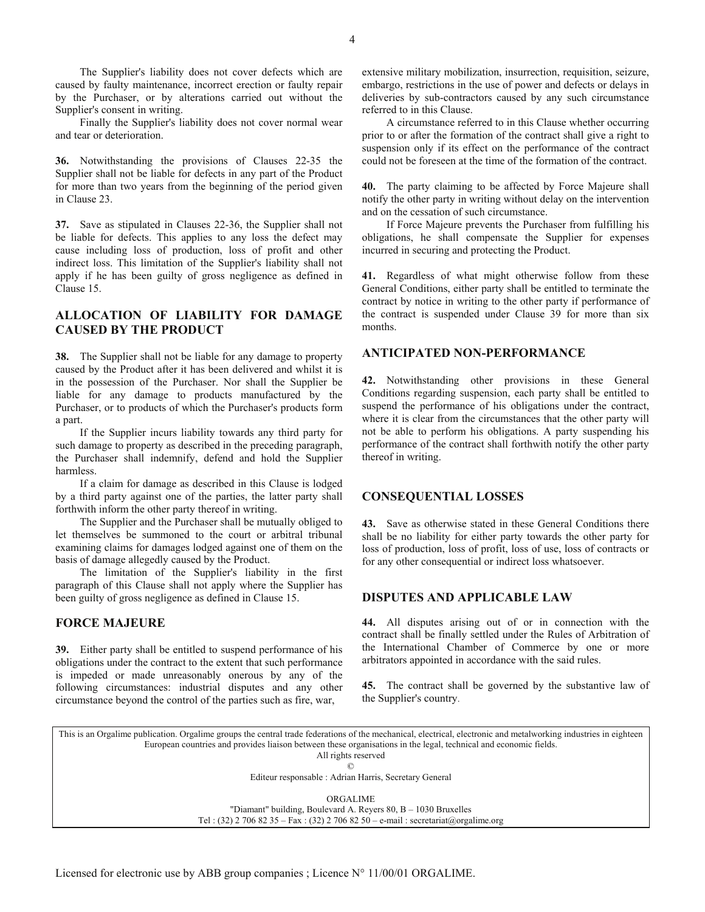The Supplier's liability does not cover defects which are caused by faulty maintenance, incorrect erection or faulty repair by the Purchaser, or by alterations carried out without the Supplier's consent in writing.

Finally the Supplier's liability does not cover normal wear and tear or deterioration.

**36.** Notwithstanding the provisions of Clauses 22-35 the Supplier shall not be liable for defects in any part of the Product for more than two years from the beginning of the period given in Clause 23.

**37.** Save as stipulated in Clauses 22-36, the Supplier shall not be liable for defects. This applies to any loss the defect may cause including loss of production, loss of profit and other indirect loss. This limitation of the Supplier's liability shall not apply if he has been guilty of gross negligence as defined in Clause 15.

## ALLOCATION OF LIABILITY FOR DAMAGE CAUSED BY THE PRODUCT

**38.** The Supplier shall not be liable for any damage to property caused by the Product after it has been delivered and whilst it is in the possession of the Purchaser. Nor shall the Supplier be liable for any damage to products manufactured by the Purchaser, or to products of which the Purchaser's products form a part.

If the Supplier incurs liability towards any third party for such damage to property as described in the preceding paragraph, the Purchaser shall indemnify, defend and hold the Supplier harmless.

If a claim for damage as described in this Clause is lodged by a third party against one of the parties, the latter party shall forthwith inform the other party thereof in writing.

The Supplier and the Purchaser shall be mutually obliged to let themselves be summoned to the court or arbitral tribunal examining claims for damages lodged against one of them on the basis of damage allegedly caused by the Product.

The limitation of the Supplier's liability in the first paragraph of this Clause shall not apply where the Supplier has been guilty of gross negligence as defined in Clause 15.

## FORCE MAJEURE

**39.** Either party shall be entitled to suspend performance of his obligations under the contract to the extent that such performance is impeded or made unreasonably onerous by any of the following circumstances: industrial disputes and any other circumstance beyond the control of the parties such as fire, war, extensive military mobilization, insurrection, requisition, seizure, embargo, restrictions in the use of power and defects or delays in deliveries by sub-contractors caused by any such circumstance referred to in this Clause.

A circumstance referred to in this Clause whether occurring prior to or after the formation of the contract shall give a right to suspension only if its effect on the performance of the contract could not be foreseen at the time of the formation of the contract.

**40.** The party claiming to be affected by Force Majeure shall notify the other party in writing without delay on the intervention and on the cessation of such circumstance.

If Force Majeure prevents the Purchaser from fulfilling his obligations, he shall compensate the Supplier for expenses incurred in securing and protecting the Product.

**41.** Regardless of what might otherwise follow from these General Conditions, either party shall be entitled to terminate the contract by notice in writing to the other party if performance of the contract is suspended under Clause 39 for more than six months.

## ANTICIPATED NON-PERFORMANCE

**42.** Notwithstanding other provisions in these General Conditions regarding suspension, each party shall be entitled to suspend the performance of his obligations under the contract, where it is clear from the circumstances that the other party will not be able to perform his obligations. A party suspending his performance of the contract shall forthwith notify the other party thereof in writing.

## CONSEQUENTIAL LOSSES

**43.** Save as otherwise stated in these General Conditions there shall be no liability for either party towards the other party for loss of production, loss of profit, loss of use, loss of contracts or for any other consequential or indirect loss whatsoever.

## DISPUTES AND APPLICABLE LAW

**44.** All disputes arising out of or in connection with the contract shall be finally settled under the Rules of Arbitration of the International Chamber of Commerce by one or more arbitrators appointed in accordance with the said rules.

**45.** The contract shall be governed by the substantive law of the Supplier's country.

This is an Orgalime publication. Orgalime groups the central trade federations of the mechanical, electrical, electronic and metalworking industries in eighteen European countries and provides liaison between these organisations in the legal, technical and economic fields.
All rights reserved
©
Editeur responsable : Adrian Harris, Secretary General

ORGALIME
"Diamant" building, Boulevard A. Reyers 80, B – 1030 Bruxelles
Tel : (32) 2 706 82 35 – Fax : (32) 2 706 82 50 – e-mail : secretariat@orgalime.org

Licensed for electronic use by ABB group companies ; Licence N° 11/00/01 ORGALIME.